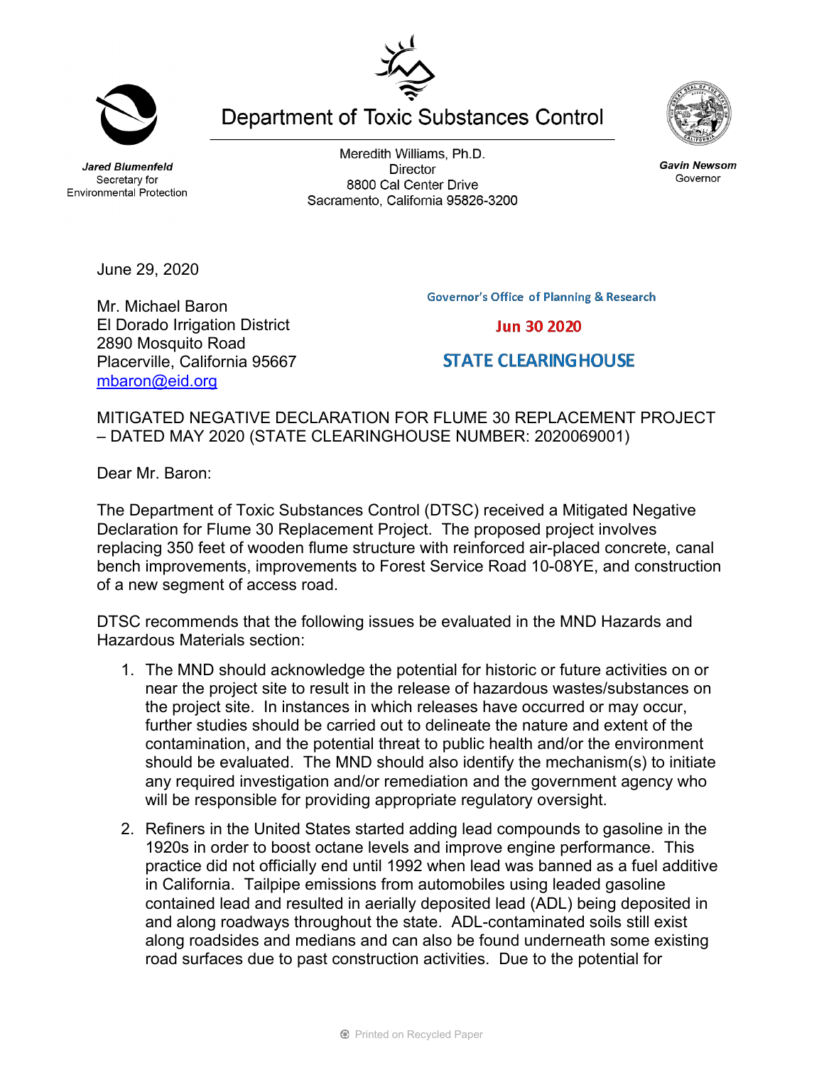Department of Toxic Substances Control

**Jared Blumenfeld**
Secretary for
Environmental Protection

Meredith Williams, Ph.D.
Director
8800 Cal Center Drive
Sacramento, California 95826-3200

**Gavin Newsom**
Governor

June 29, 2020

Governor's Office of Planning & Research

Jun 30 2020

STATE CLEARINGHOUSE

Mr. Michael Baron
El Dorado Irrigation District
2890 Mosquito Road
Placerville, California 95667
mbaron@eid.org

MITIGATED NEGATIVE DECLARATION FOR FLUME 30 REPLACEMENT PROJECT – DATED MAY 2020 (STATE CLEARINGHOUSE NUMBER: 2020069001)

Dear Mr. Baron:

The Department of Toxic Substances Control (DTSC) received a Mitigated Negative Declaration for Flume 30 Replacement Project. The proposed project involves replacing 350 feet of wooden flume structure with reinforced air-placed concrete, canal bench improvements, improvements to Forest Service Road 10-08YE, and construction of a new segment of access road.

DTSC recommends that the following issues be evaluated in the MND Hazards and Hazardous Materials section:

1. The MND should acknowledge the potential for historic or future activities on or near the project site to result in the release of hazardous wastes/substances on the project site. In instances in which releases have occurred or may occur, further studies should be carried out to delineate the nature and extent of the contamination, and the potential threat to public health and/or the environment should be evaluated. The MND should also identify the mechanism(s) to initiate any required investigation and/or remediation and the government agency who will be responsible for providing appropriate regulatory oversight.

2. Refiners in the United States started adding lead compounds to gasoline in the 1920s in order to boost octane levels and improve engine performance. This practice did not officially end until 1992 when lead was banned as a fuel additive in California. Tailpipe emissions from automobiles using leaded gasoline contained lead and resulted in aerially deposited lead (ADL) being deposited in and along roadways throughout the state. ADL-contaminated soils still exist along roadsides and medians and can also be found underneath some existing road surfaces due to past construction activities. Due to the potential for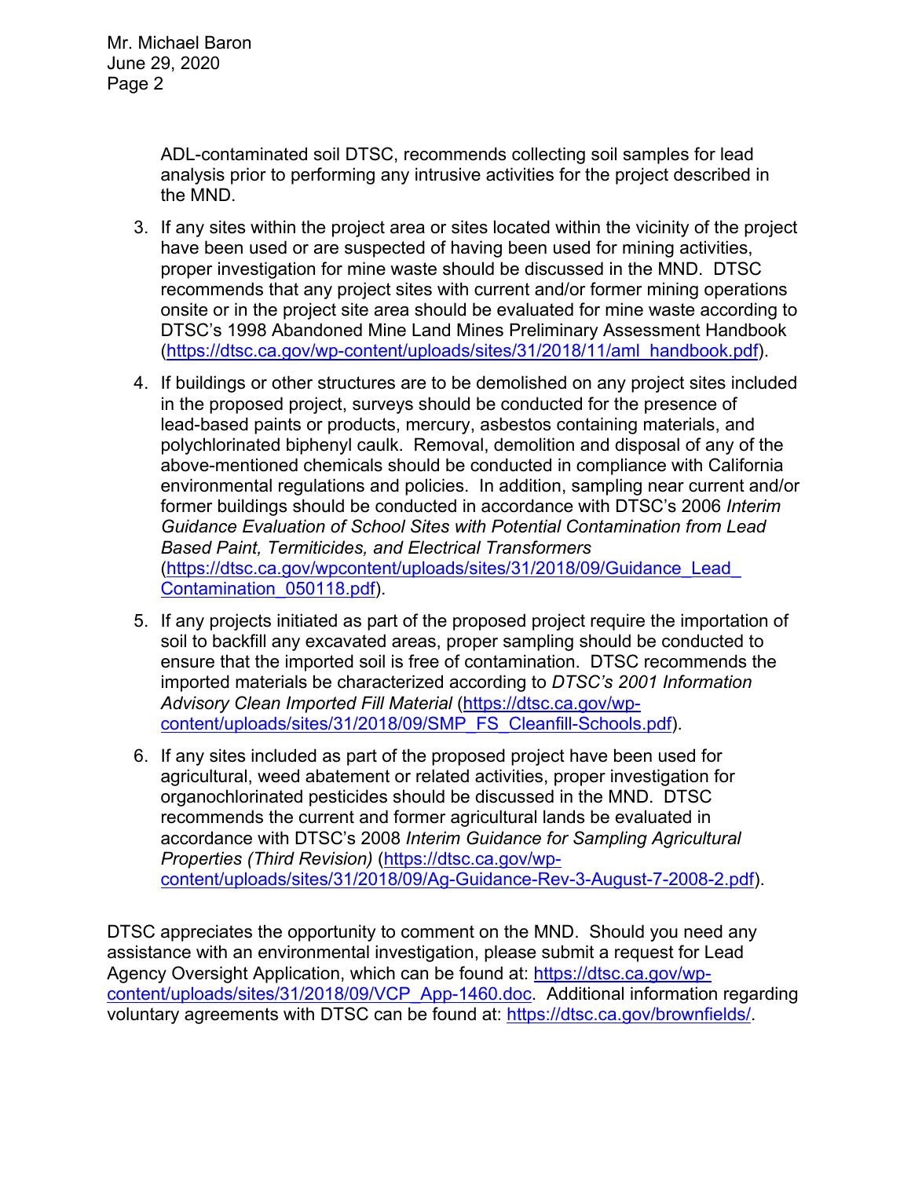ADL-contaminated soil DTSC, recommends collecting soil samples for lead analysis prior to performing any intrusive activities for the project described in the MND.

3. If any sites within the project area or sites located within the vicinity of the project have been used or are suspected of having been used for mining activities, proper investigation for mine waste should be discussed in the MND. DTSC recommends that any project sites with current and/or former mining operations onsite or in the project site area should be evaluated for mine waste according to DTSC's 1998 Abandoned Mine Land Mines Preliminary Assessment Handbook (https://dtsc.ca.gov/wp-content/uploads/sites/31/2018/11/aml_handbook.pdf).

4. If buildings or other structures are to be demolished on any project sites included in the proposed project, surveys should be conducted for the presence of lead-based paints or products, mercury, asbestos containing materials, and polychlorinated biphenyl caulk. Removal, demolition and disposal of any of the above-mentioned chemicals should be conducted in compliance with California environmental regulations and policies. In addition, sampling near current and/or former buildings should be conducted in accordance with DTSC's 2006 *Interim Guidance Evaluation of School Sites with Potential Contamination from Lead Based Paint, Termiticides, and Electrical Transformers* (https://dtsc.ca.gov/wpcontent/uploads/sites/31/2018/09/Guidance_Lead_Contamination_050118.pdf).

5. If any projects initiated as part of the proposed project require the importation of soil to backfill any excavated areas, proper sampling should be conducted to ensure that the imported soil is free of contamination. DTSC recommends the imported materials be characterized according to *DTSC's 2001 Information Advisory Clean Imported Fill Material* (https://dtsc.ca.gov/wp-content/uploads/sites/31/2018/09/SMP_FS_Cleanfill-Schools.pdf).

6. If any sites included as part of the proposed project have been used for agricultural, weed abatement or related activities, proper investigation for organochlorinated pesticides should be discussed in the MND. DTSC recommends the current and former agricultural lands be evaluated in accordance with DTSC's 2008 *Interim Guidance for Sampling Agricultural Properties (Third Revision)* (https://dtsc.ca.gov/wp-content/uploads/sites/31/2018/09/Ag-Guidance-Rev-3-August-7-2008-2.pdf).

DTSC appreciates the opportunity to comment on the MND. Should you need any assistance with an environmental investigation, please submit a request for Lead Agency Oversight Application, which can be found at: https://dtsc.ca.gov/wp-content/uploads/sites/31/2018/09/VCP_App-1460.doc. Additional information regarding voluntary agreements with DTSC can be found at: https://dtsc.ca.gov/brownfields/.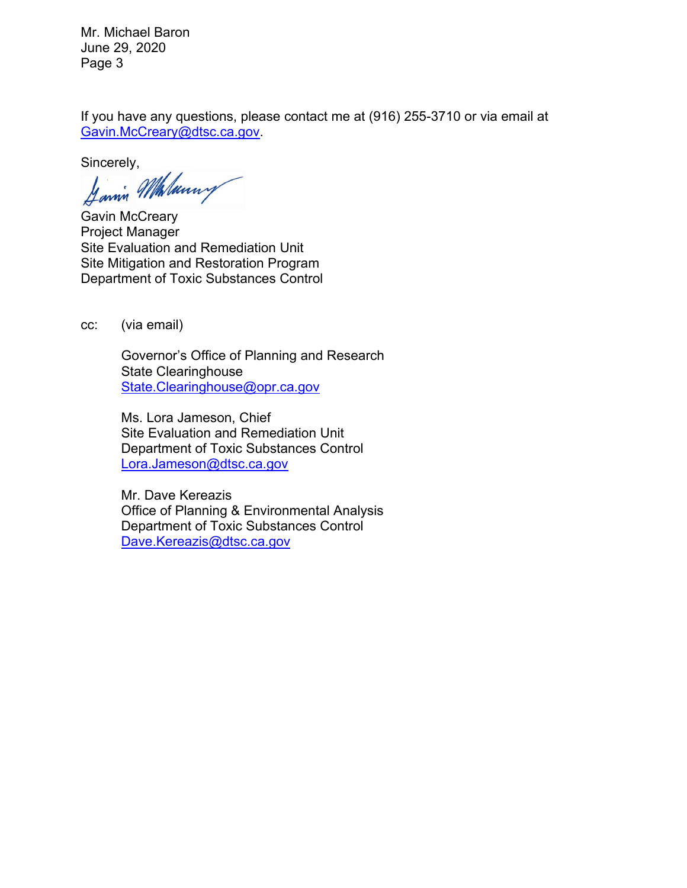Mr. Michael Baron
June 29, 2020
Page 3

If you have any questions, please contact me at (916) 255-3710 or via email at Gavin.McCreary@dtsc.ca.gov.

Sincerely,

Gavin McCreary
Project Manager
Site Evaluation and Remediation Unit
Site Mitigation and Restoration Program
Department of Toxic Substances Control

cc: (via email)

Governor's Office of Planning and Research
State Clearinghouse
State.Clearinghouse@opr.ca.gov

Ms. Lora Jameson, Chief
Site Evaluation and Remediation Unit
Department of Toxic Substances Control
Lora.Jameson@dtsc.ca.gov

Mr. Dave Kereazis
Office of Planning & Environmental Analysis
Department of Toxic Substances Control
Dave.Kereazis@dtsc.ca.gov